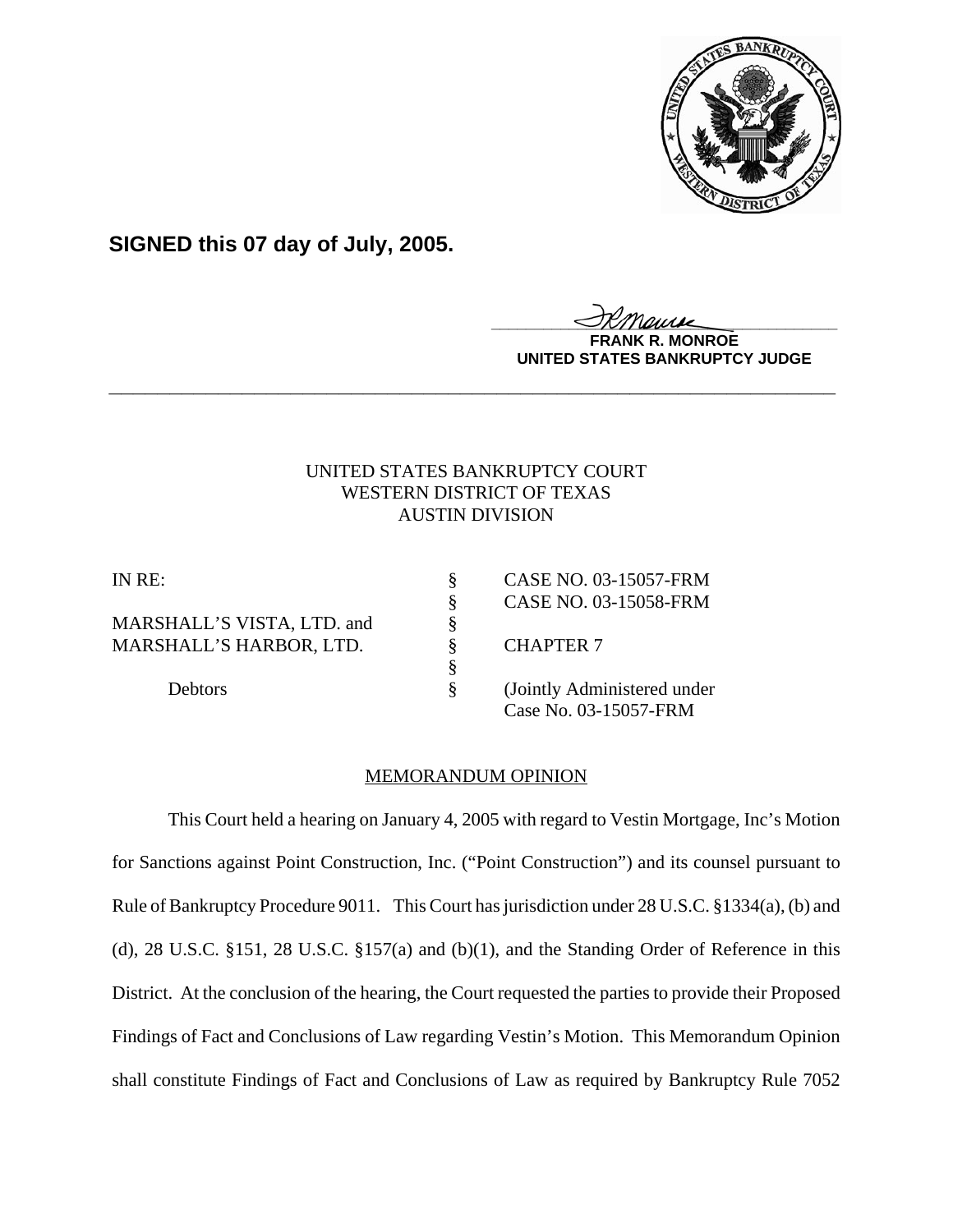**SIGNED this 07 day of July, 2005.**

**FRANK R. MONROE**
**UNITED STATES BANKRUPTCY JUDGE**

---

UNITED STATES BANKRUPTCY COURT
WESTERN DISTRICT OF TEXAS
AUSTIN DIVISION

| | | |
|---|---|---|
| IN RE: | § | CASE NO. 03-15057-FRM |
| | § | CASE NO. 03-15058-FRM |
| MARSHALL'S VISTA, LTD. and | § | |
| MARSHALL'S HARBOR, LTD. | § | CHAPTER 7 |
| | § | |
| Debtors | § | (Jointly Administered under Case No. 03-15057-FRM |

MEMORANDUM OPINION

This Court held a hearing on January 4, 2005 with regard to Vestin Mortgage, Inc's Motion for Sanctions against Point Construction, Inc. ("Point Construction") and its counsel pursuant to Rule of Bankruptcy Procedure 9011. This Court has jurisdiction under 28 U.S.C. §1334(a), (b) and (d), 28 U.S.C. §151, 28 U.S.C. §157(a) and (b)(1), and the Standing Order of Reference in this District. At the conclusion of the hearing, the Court requested the parties to provide their Proposed Findings of Fact and Conclusions of Law regarding Vestin's Motion. This Memorandum Opinion shall constitute Findings of Fact and Conclusions of Law as required by Bankruptcy Rule 7052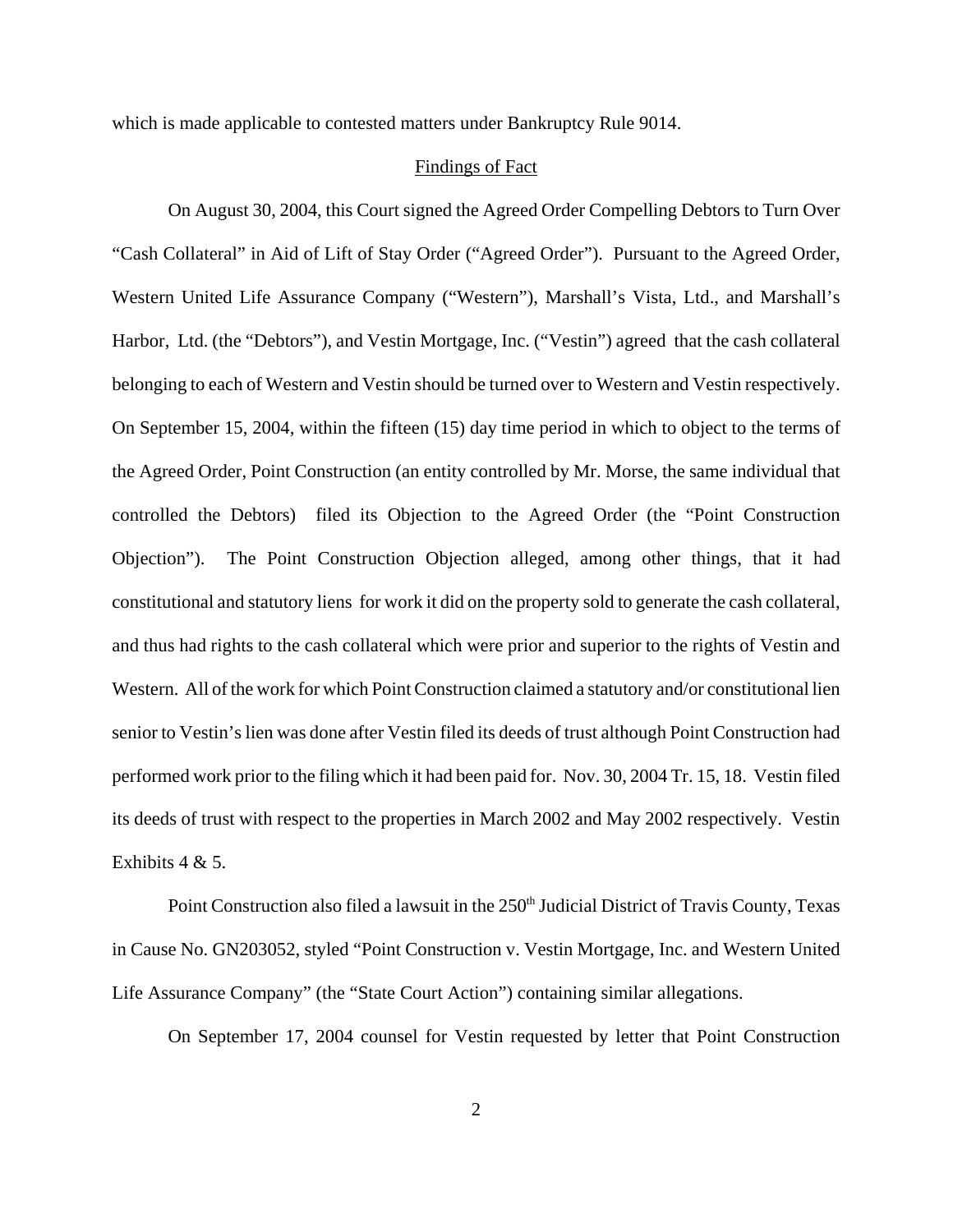which is made applicable to contested matters under Bankruptcy Rule 9014.

## Findings of Fact

On August 30, 2004, this Court signed the Agreed Order Compelling Debtors to Turn Over "Cash Collateral" in Aid of Lift of Stay Order ("Agreed Order"). Pursuant to the Agreed Order, Western United Life Assurance Company ("Western"), Marshall's Vista, Ltd., and Marshall's Harbor, Ltd. (the "Debtors"), and Vestin Mortgage, Inc. ("Vestin") agreed that the cash collateral belonging to each of Western and Vestin should be turned over to Western and Vestin respectively. On September 15, 2004, within the fifteen (15) day time period in which to object to the terms of the Agreed Order, Point Construction (an entity controlled by Mr. Morse, the same individual that controlled the Debtors) filed its Objection to the Agreed Order (the "Point Construction Objection"). The Point Construction Objection alleged, among other things, that it had constitutional and statutory liens for work it did on the property sold to generate the cash collateral, and thus had rights to the cash collateral which were prior and superior to the rights of Vestin and Western. All of the work for which Point Construction claimed a statutory and/or constitutional lien senior to Vestin's lien was done after Vestin filed its deeds of trust although Point Construction had performed work prior to the filing which it had been paid for. Nov. 30, 2004 Tr. 15, 18. Vestin filed its deeds of trust with respect to the properties in March 2002 and May 2002 respectively. Vestin Exhibits 4 & 5.

Point Construction also filed a lawsuit in the 250th Judicial District of Travis County, Texas in Cause No. GN203052, styled "Point Construction v. Vestin Mortgage, Inc. and Western United Life Assurance Company" (the "State Court Action") containing similar allegations.

On September 17, 2004 counsel for Vestin requested by letter that Point Construction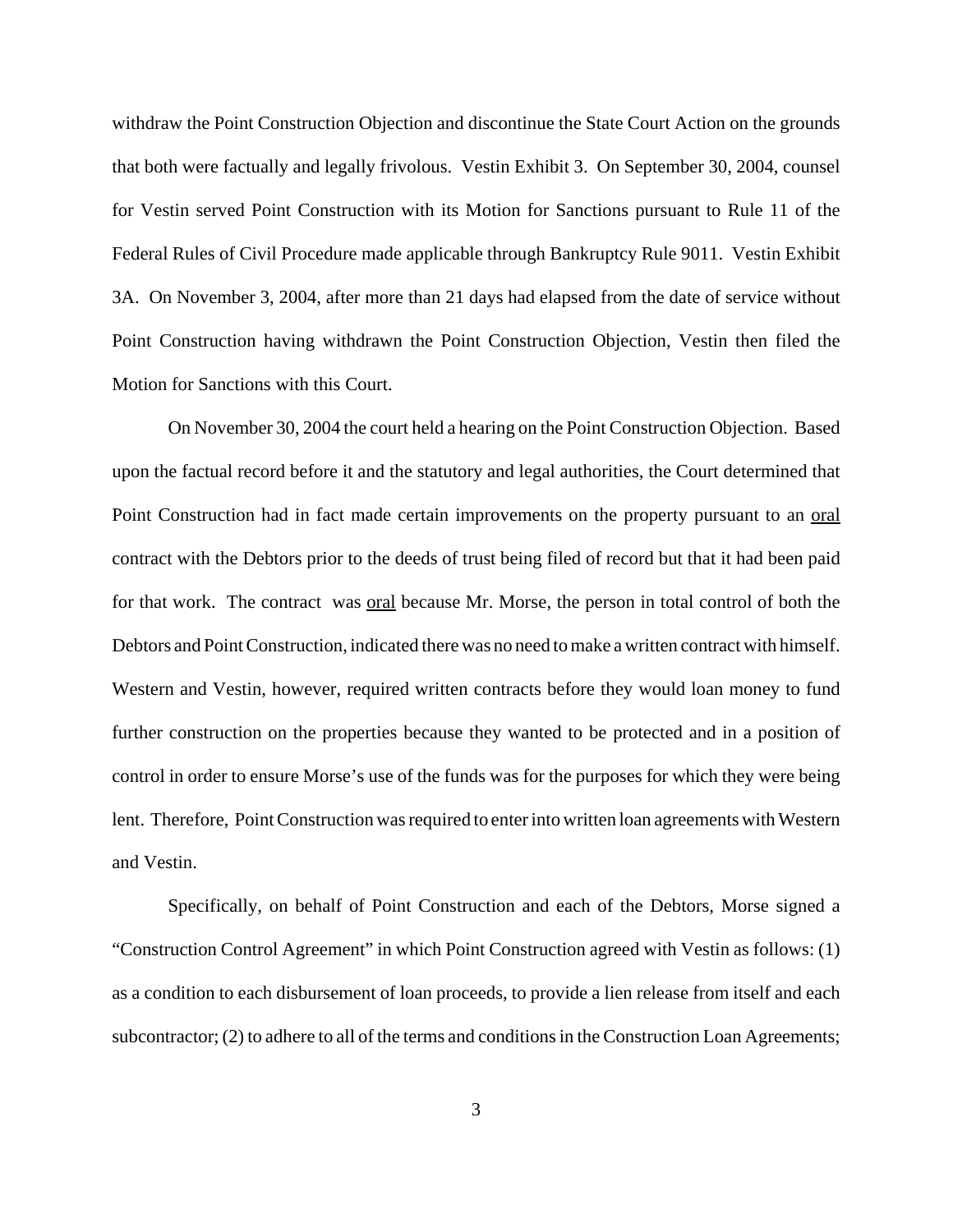withdraw the Point Construction Objection and discontinue the State Court Action on the grounds that both were factually and legally frivolous. Vestin Exhibit 3. On September 30, 2004, counsel for Vestin served Point Construction with its Motion for Sanctions pursuant to Rule 11 of the Federal Rules of Civil Procedure made applicable through Bankruptcy Rule 9011. Vestin Exhibit 3A. On November 3, 2004, after more than 21 days had elapsed from the date of service without Point Construction having withdrawn the Point Construction Objection, Vestin then filed the Motion for Sanctions with this Court.

On November 30, 2004 the court held a hearing on the Point Construction Objection. Based upon the factual record before it and the statutory and legal authorities, the Court determined that Point Construction had in fact made certain improvements on the property pursuant to an <u>oral</u> contract with the Debtors prior to the deeds of trust being filed of record but that it had been paid for that work. The contract was <u>oral</u> because Mr. Morse, the person in total control of both the Debtors and Point Construction, indicated there was no need to make a written contract with himself. Western and Vestin, however, required written contracts before they would loan money to fund further construction on the properties because they wanted to be protected and in a position of control in order to ensure Morse's use of the funds was for the purposes for which they were being lent. Therefore, Point Construction was required to enter into written loan agreements with Western and Vestin.

Specifically, on behalf of Point Construction and each of the Debtors, Morse signed a "Construction Control Agreement" in which Point Construction agreed with Vestin as follows: (1) as a condition to each disbursement of loan proceeds, to provide a lien release from itself and each subcontractor; (2) to adhere to all of the terms and conditions in the Construction Loan Agreements;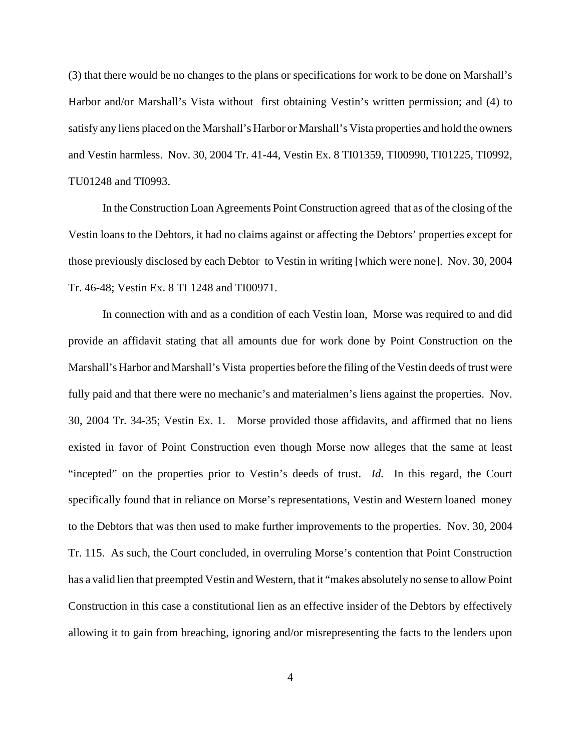(3) that there would be no changes to the plans or specifications for work to be done on Marshall's Harbor and/or Marshall's Vista without first obtaining Vestin's written permission; and (4) to satisfy any liens placed on the Marshall's Harbor or Marshall's Vista properties and hold the owners and Vestin harmless. Nov. 30, 2004 Tr. 41-44, Vestin Ex. 8 TI01359, TI00990, TI01225, TI0992, TU01248 and TI0993.

In the Construction Loan Agreements Point Construction agreed that as of the closing of the Vestin loans to the Debtors, it had no claims against or affecting the Debtors' properties except for those previously disclosed by each Debtor to Vestin in writing [which were none]. Nov. 30, 2004 Tr. 46-48; Vestin Ex. 8 TI 1248 and TI00971.

In connection with and as a condition of each Vestin loan, Morse was required to and did provide an affidavit stating that all amounts due for work done by Point Construction on the Marshall's Harbor and Marshall's Vista properties before the filing of the Vestin deeds of trust were fully paid and that there were no mechanic's and materialmen's liens against the properties. Nov. 30, 2004 Tr. 34-35; Vestin Ex. 1. Morse provided those affidavits, and affirmed that no liens existed in favor of Point Construction even though Morse now alleges that the same at least "incepted" on the properties prior to Vestin's deeds of trust. *Id.* In this regard, the Court specifically found that in reliance on Morse's representations, Vestin and Western loaned money to the Debtors that was then used to make further improvements to the properties. Nov. 30, 2004 Tr. 115. As such, the Court concluded, in overruling Morse's contention that Point Construction has a valid lien that preempted Vestin and Western, that it "makes absolutely no sense to allow Point Construction in this case a constitutional lien as an effective insider of the Debtors by effectively allowing it to gain from breaching, ignoring and/or misrepresenting the facts to the lenders upon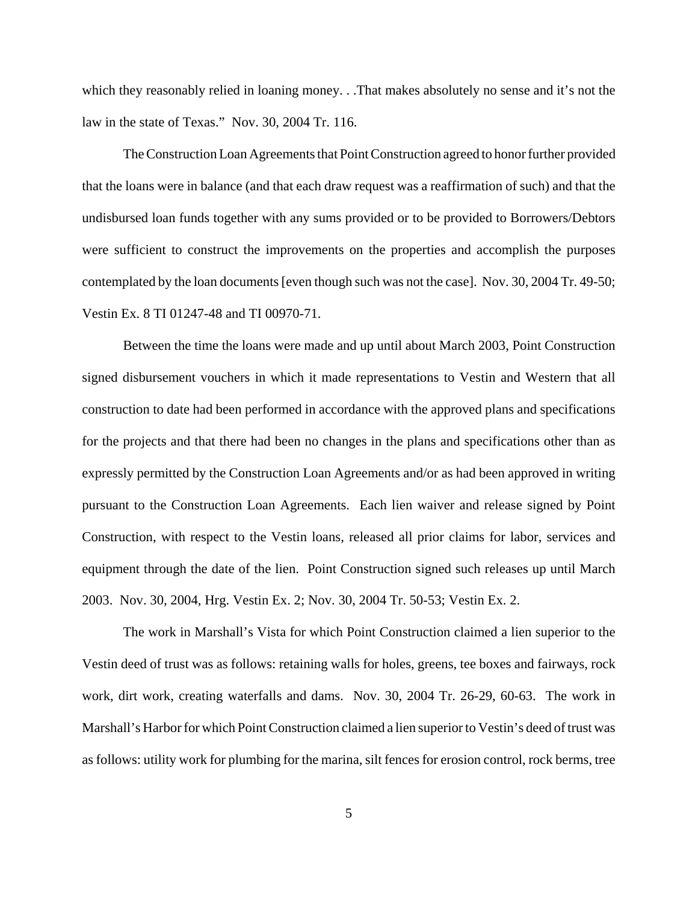which they reasonably relied in loaning money. . .That makes absolutely no sense and it's not the law in the state of Texas." Nov. 30, 2004 Tr. 116.

The Construction Loan Agreements that Point Construction agreed to honor further provided that the loans were in balance (and that each draw request was a reaffirmation of such) and that the undisbursed loan funds together with any sums provided or to be provided to Borrowers/Debtors were sufficient to construct the improvements on the properties and accomplish the purposes contemplated by the loan documents [even though such was not the case]. Nov. 30, 2004 Tr. 49-50; Vestin Ex. 8 TI 01247-48 and TI 00970-71.

Between the time the loans were made and up until about March 2003, Point Construction signed disbursement vouchers in which it made representations to Vestin and Western that all construction to date had been performed in accordance with the approved plans and specifications for the projects and that there had been no changes in the plans and specifications other than as expressly permitted by the Construction Loan Agreements and/or as had been approved in writing pursuant to the Construction Loan Agreements. Each lien waiver and release signed by Point Construction, with respect to the Vestin loans, released all prior claims for labor, services and equipment through the date of the lien. Point Construction signed such releases up until March 2003. Nov. 30, 2004, Hrg. Vestin Ex. 2; Nov. 30, 2004 Tr. 50-53; Vestin Ex. 2.

The work in Marshall's Vista for which Point Construction claimed a lien superior to the Vestin deed of trust was as follows: retaining walls for holes, greens, tee boxes and fairways, rock work, dirt work, creating waterfalls and dams. Nov. 30, 2004 Tr. 26-29, 60-63. The work in Marshall's Harbor for which Point Construction claimed a lien superior to Vestin's deed of trust was as follows: utility work for plumbing for the marina, silt fences for erosion control, rock berms, tree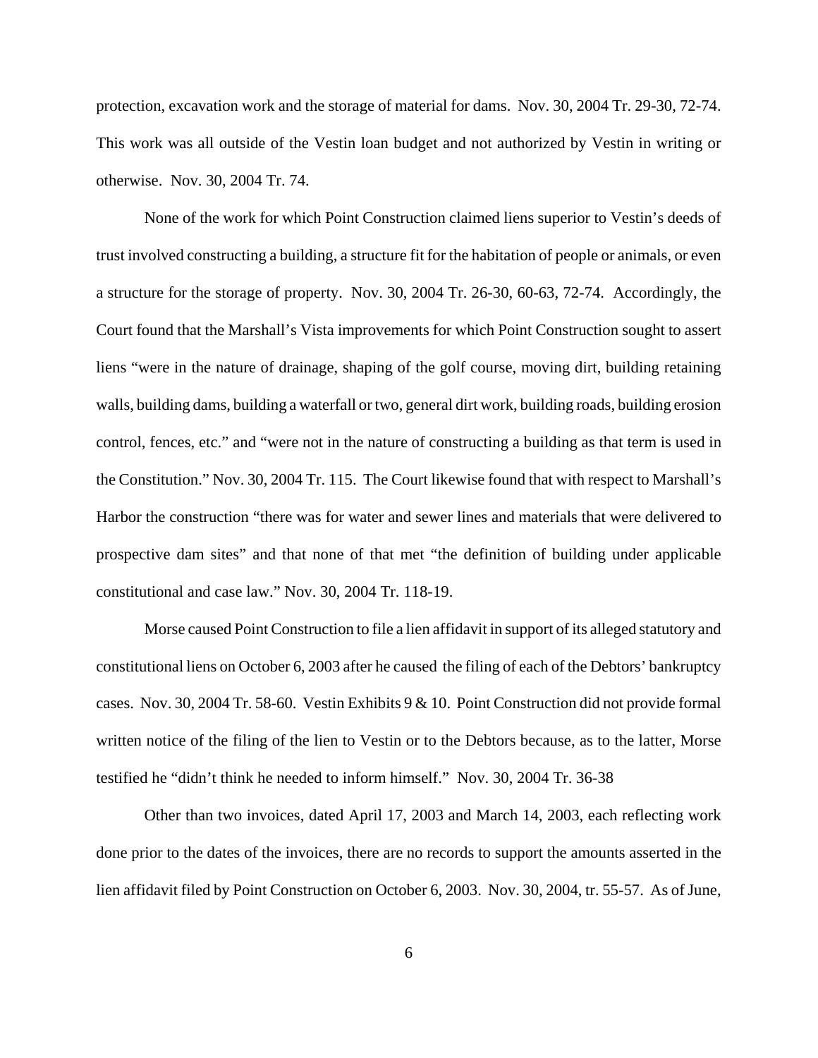protection, excavation work and the storage of material for dams. Nov. 30, 2004 Tr. 29-30, 72-74. This work was all outside of the Vestin loan budget and not authorized by Vestin in writing or otherwise. Nov. 30, 2004 Tr. 74.

None of the work for which Point Construction claimed liens superior to Vestin's deeds of trust involved constructing a building, a structure fit for the habitation of people or animals, or even a structure for the storage of property. Nov. 30, 2004 Tr. 26-30, 60-63, 72-74. Accordingly, the Court found that the Marshall's Vista improvements for which Point Construction sought to assert liens "were in the nature of drainage, shaping of the golf course, moving dirt, building retaining walls, building dams, building a waterfall or two, general dirt work, building roads, building erosion control, fences, etc." and "were not in the nature of constructing a building as that term is used in the Constitution." Nov. 30, 2004 Tr. 115. The Court likewise found that with respect to Marshall's Harbor the construction "there was for water and sewer lines and materials that were delivered to prospective dam sites" and that none of that met "the definition of building under applicable constitutional and case law." Nov. 30, 2004 Tr. 118-19.

Morse caused Point Construction to file a lien affidavit in support of its alleged statutory and constitutional liens on October 6, 2003 after he caused the filing of each of the Debtors' bankruptcy cases. Nov. 30, 2004 Tr. 58-60. Vestin Exhibits 9 & 10. Point Construction did not provide formal written notice of the filing of the lien to Vestin or to the Debtors because, as to the latter, Morse testified he "didn't think he needed to inform himself." Nov. 30, 2004 Tr. 36-38

Other than two invoices, dated April 17, 2003 and March 14, 2003, each reflecting work done prior to the dates of the invoices, there are no records to support the amounts asserted in the lien affidavit filed by Point Construction on October 6, 2003. Nov. 30, 2004, tr. 55-57. As of June,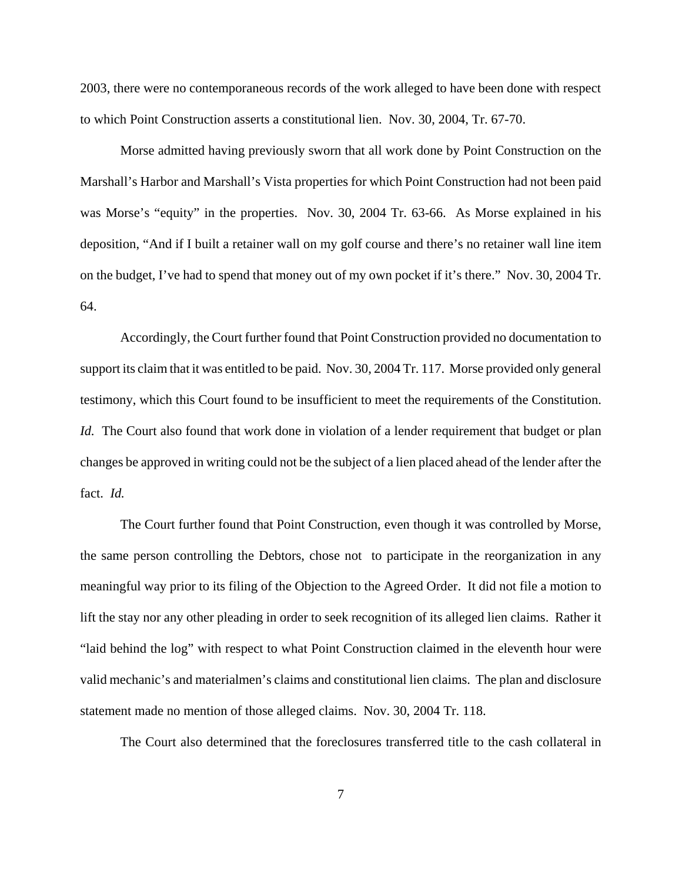2003, there were no contemporaneous records of the work alleged to have been done with respect to which Point Construction asserts a constitutional lien. Nov. 30, 2004, Tr. 67-70.

Morse admitted having previously sworn that all work done by Point Construction on the Marshall's Harbor and Marshall's Vista properties for which Point Construction had not been paid was Morse's "equity" in the properties. Nov. 30, 2004 Tr. 63-66. As Morse explained in his deposition, "And if I built a retainer wall on my golf course and there's no retainer wall line item on the budget, I've had to spend that money out of my own pocket if it's there." Nov. 30, 2004 Tr. 64.

Accordingly, the Court further found that Point Construction provided no documentation to support its claim that it was entitled to be paid. Nov. 30, 2004 Tr. 117. Morse provided only general testimony, which this Court found to be insufficient to meet the requirements of the Constitution. *Id.* The Court also found that work done in violation of a lender requirement that budget or plan changes be approved in writing could not be the subject of a lien placed ahead of the lender after the fact. *Id.*

The Court further found that Point Construction, even though it was controlled by Morse, the same person controlling the Debtors, chose not to participate in the reorganization in any meaningful way prior to its filing of the Objection to the Agreed Order. It did not file a motion to lift the stay nor any other pleading in order to seek recognition of its alleged lien claims. Rather it "laid behind the log" with respect to what Point Construction claimed in the eleventh hour were valid mechanic's and materialmen's claims and constitutional lien claims. The plan and disclosure statement made no mention of those alleged claims. Nov. 30, 2004 Tr. 118.

The Court also determined that the foreclosures transferred title to the cash collateral in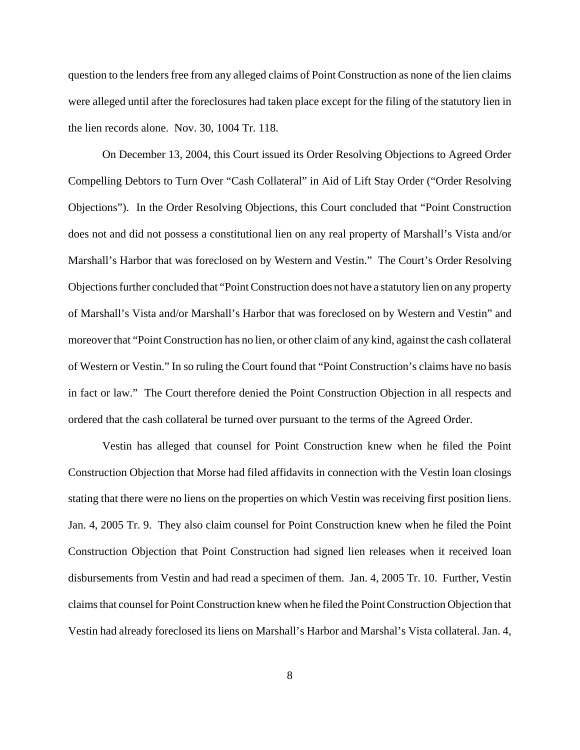question to the lenders free from any alleged claims of Point Construction as none of the lien claims were alleged until after the foreclosures had taken place except for the filing of the statutory lien in the lien records alone. Nov. 30, 1004 Tr. 118.

On December 13, 2004, this Court issued its Order Resolving Objections to Agreed Order Compelling Debtors to Turn Over "Cash Collateral" in Aid of Lift Stay Order ("Order Resolving Objections"). In the Order Resolving Objections, this Court concluded that "Point Construction does not and did not possess a constitutional lien on any real property of Marshall's Vista and/or Marshall's Harbor that was foreclosed on by Western and Vestin." The Court's Order Resolving Objections further concluded that "Point Construction does not have a statutory lien on any property of Marshall's Vista and/or Marshall's Harbor that was foreclosed on by Western and Vestin" and moreover that "Point Construction has no lien, or other claim of any kind, against the cash collateral of Western or Vestin." In so ruling the Court found that "Point Construction's claims have no basis in fact or law." The Court therefore denied the Point Construction Objection in all respects and ordered that the cash collateral be turned over pursuant to the terms of the Agreed Order.

Vestin has alleged that counsel for Point Construction knew when he filed the Point Construction Objection that Morse had filed affidavits in connection with the Vestin loan closings stating that there were no liens on the properties on which Vestin was receiving first position liens. Jan. 4, 2005 Tr. 9. They also claim counsel for Point Construction knew when he filed the Point Construction Objection that Point Construction had signed lien releases when it received loan disbursements from Vestin and had read a specimen of them. Jan. 4, 2005 Tr. 10. Further, Vestin claims that counsel for Point Construction knew when he filed the Point Construction Objection that Vestin had already foreclosed its liens on Marshall's Harbor and Marshal's Vista collateral. Jan. 4,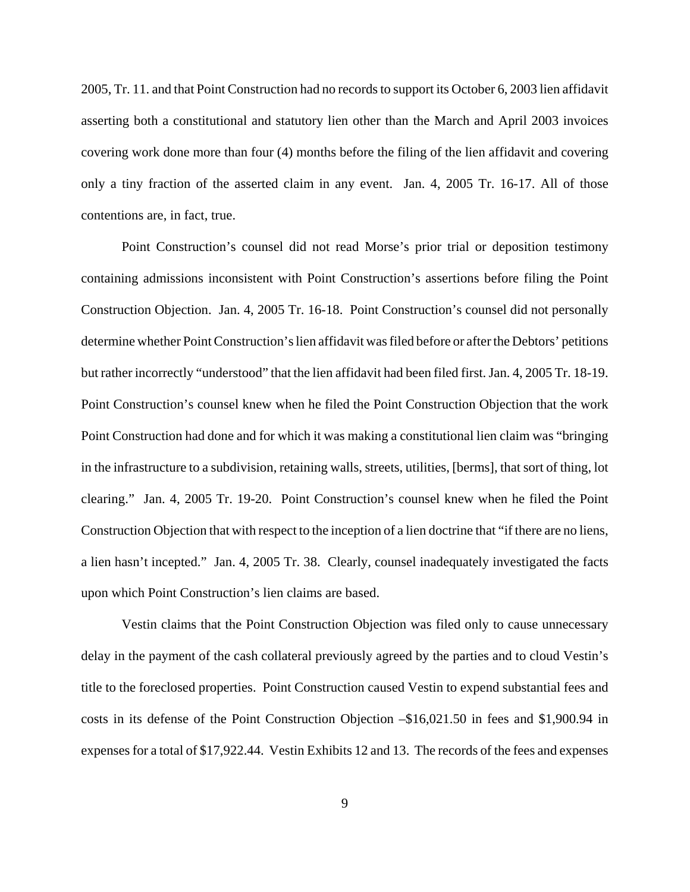2005, Tr. 11. and that Point Construction had no records to support its October 6, 2003 lien affidavit asserting both a constitutional and statutory lien other than the March and April 2003 invoices covering work done more than four (4) months before the filing of the lien affidavit and covering only a tiny fraction of the asserted claim in any event. Jan. 4, 2005 Tr. 16-17. All of those contentions are, in fact, true.

Point Construction's counsel did not read Morse's prior trial or deposition testimony containing admissions inconsistent with Point Construction's assertions before filing the Point Construction Objection. Jan. 4, 2005 Tr. 16-18. Point Construction's counsel did not personally determine whether Point Construction's lien affidavit was filed before or after the Debtors' petitions but rather incorrectly "understood" that the lien affidavit had been filed first. Jan. 4, 2005 Tr. 18-19. Point Construction's counsel knew when he filed the Point Construction Objection that the work Point Construction had done and for which it was making a constitutional lien claim was "bringing in the infrastructure to a subdivision, retaining walls, streets, utilities, [berms], that sort of thing, lot clearing." Jan. 4, 2005 Tr. 19-20. Point Construction's counsel knew when he filed the Point Construction Objection that with respect to the inception of a lien doctrine that "if there are no liens, a lien hasn't incepted." Jan. 4, 2005 Tr. 38. Clearly, counsel inadequately investigated the facts upon which Point Construction's lien claims are based.

Vestin claims that the Point Construction Objection was filed only to cause unnecessary delay in the payment of the cash collateral previously agreed by the parties and to cloud Vestin's title to the foreclosed properties. Point Construction caused Vestin to expend substantial fees and costs in its defense of the Point Construction Objection –$16,021.50 in fees and $1,900.94 in expenses for a total of $17,922.44. Vestin Exhibits 12 and 13. The records of the fees and expenses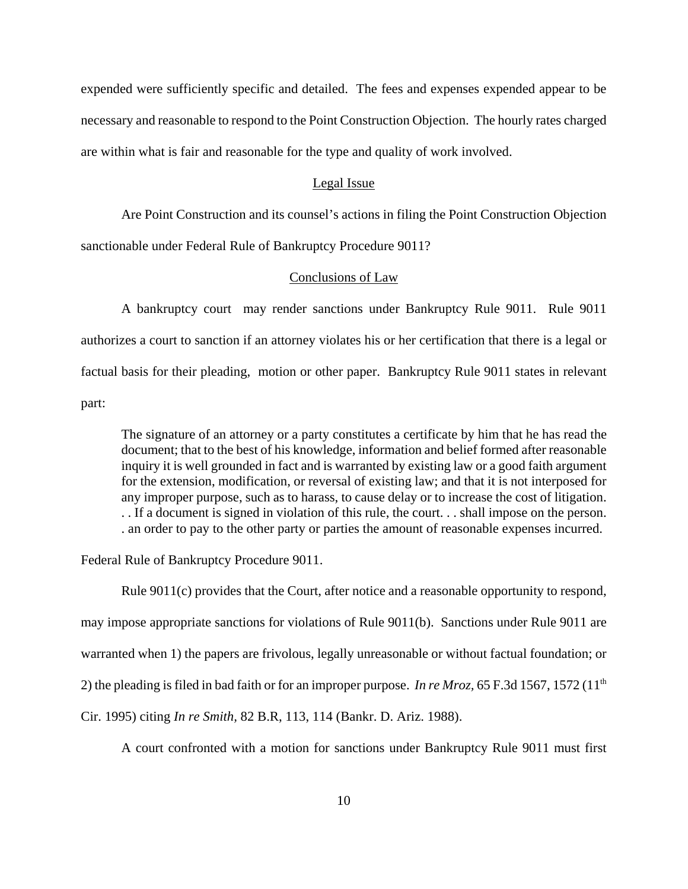expended were sufficiently specific and detailed. The fees and expenses expended appear to be necessary and reasonable to respond to the Point Construction Objection. The hourly rates charged are within what is fair and reasonable for the type and quality of work involved.

## Legal Issue

Are Point Construction and its counsel's actions in filing the Point Construction Objection sanctionable under Federal Rule of Bankruptcy Procedure 9011?

## Conclusions of Law

A bankruptcy court may render sanctions under Bankruptcy Rule 9011. Rule 9011 authorizes a court to sanction if an attorney violates his or her certification that there is a legal or factual basis for their pleading, motion or other paper. Bankruptcy Rule 9011 states in relevant part:

> The signature of an attorney or a party constitutes a certificate by him that he has read the document; that to the best of his knowledge, information and belief formed after reasonable inquiry it is well grounded in fact and is warranted by existing law or a good faith argument for the extension, modification, or reversal of existing law; and that it is not interposed for any improper purpose, such as to harass, to cause delay or to increase the cost of litigation. . . If a document is signed in violation of this rule, the court. . . shall impose on the person. . an order to pay to the other party or parties the amount of reasonable expenses incurred.

Federal Rule of Bankruptcy Procedure 9011.

Rule 9011(c) provides that the Court, after notice and a reasonable opportunity to respond, may impose appropriate sanctions for violations of Rule 9011(b). Sanctions under Rule 9011 are warranted when 1) the papers are frivolous, legally unreasonable or without factual foundation; or 2) the pleading is filed in bad faith or for an improper purpose. *In re Mroz*, 65 F.3d 1567, 1572 (11th Cir. 1995) citing *In re Smith*, 82 B.R, 113, 114 (Bankr. D. Ariz. 1988).

A court confronted with a motion for sanctions under Bankruptcy Rule 9011 must first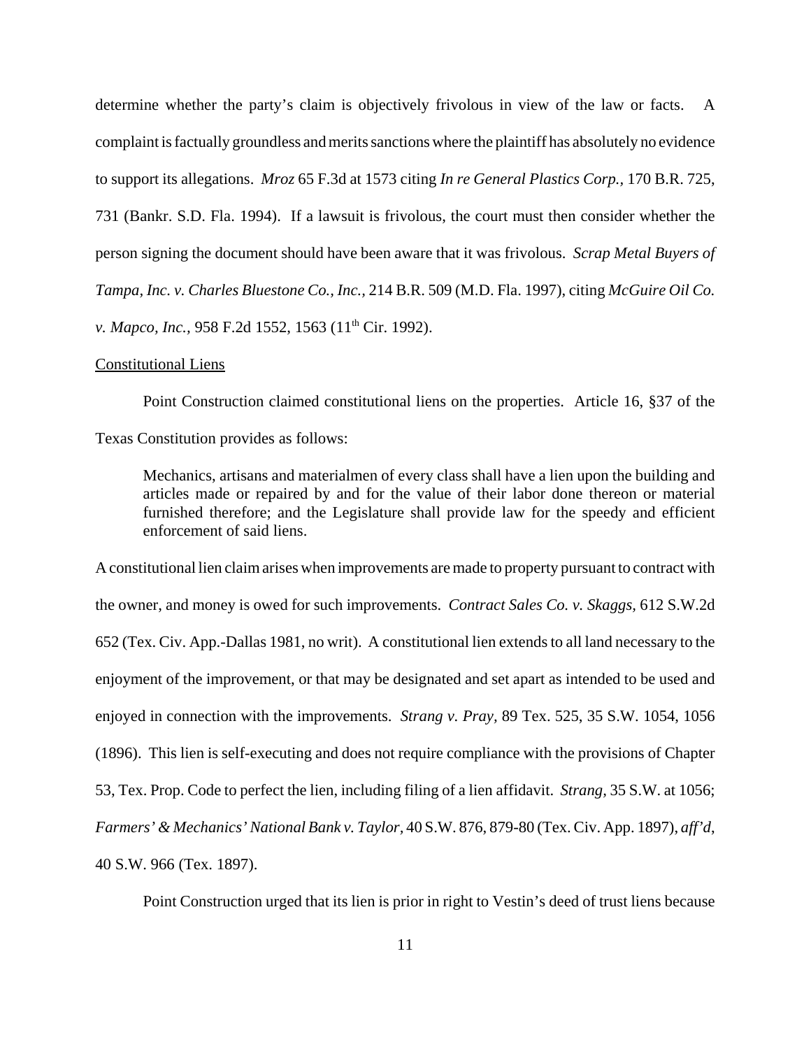determine whether the party's claim is objectively frivolous in view of the law or facts. A complaint is factually groundless and merits sanctions where the plaintiff has absolutely no evidence to support its allegations. *Mroz* 65 F.3d at 1573 citing *In re General Plastics Corp.,* 170 B.R. 725, 731 (Bankr. S.D. Fla. 1994). If a lawsuit is frivolous, the court must then consider whether the person signing the document should have been aware that it was frivolous. *Scrap Metal Buyers of Tampa, Inc. v. Charles Bluestone Co., Inc.,* 214 B.R. 509 (M.D. Fla. 1997), citing *McGuire Oil Co. v. Mapco, Inc.,* 958 F.2d 1552, 1563 (11th Cir. 1992).

Constitutional Liens

Point Construction claimed constitutional liens on the properties. Article 16, §37 of the Texas Constitution provides as follows:

> Mechanics, artisans and materialmen of every class shall have a lien upon the building and articles made or repaired by and for the value of their labor done thereon or material furnished therefore; and the Legislature shall provide law for the speedy and efficient enforcement of said liens.

A constitutional lien claim arises when improvements are made to property pursuant to contract with the owner, and money is owed for such improvements. *Contract Sales Co. v. Skaggs,* 612 S.W.2d 652 (Tex. Civ. App.-Dallas 1981, no writ). A constitutional lien extends to all land necessary to the enjoyment of the improvement, or that may be designated and set apart as intended to be used and enjoyed in connection with the improvements. *Strang v. Pray,* 89 Tex. 525, 35 S.W. 1054, 1056 (1896). This lien is self-executing and does not require compliance with the provisions of Chapter 53, Tex. Prop. Code to perfect the lien, including filing of a lien affidavit. *Strang,* 35 S.W. at 1056; *Farmers' & Mechanics' National Bank v. Taylor,* 40 S.W. 876, 879-80 (Tex. Civ. App. 1897), *aff'd,* 40 S.W. 966 (Tex. 1897).

Point Construction urged that its lien is prior in right to Vestin's deed of trust liens because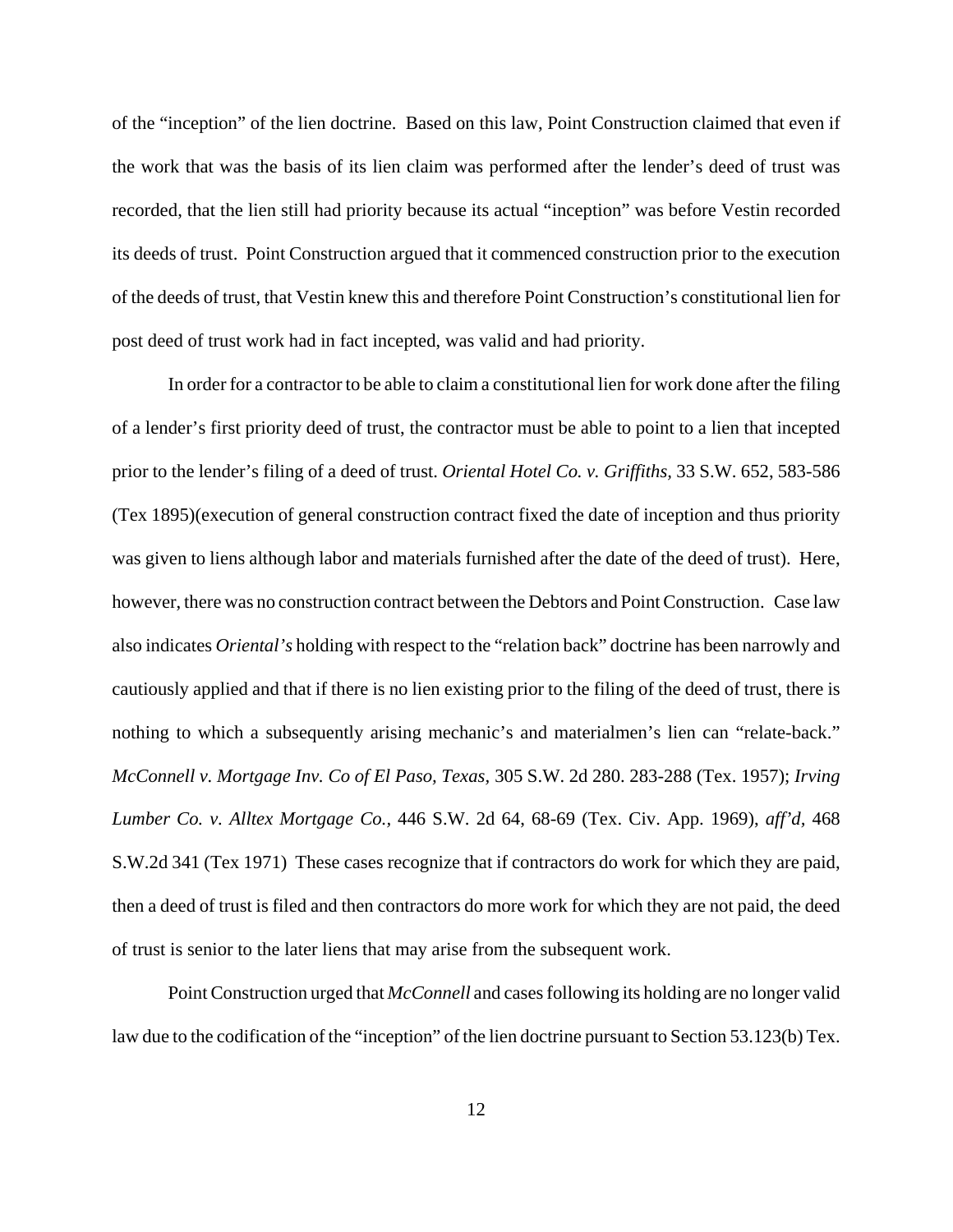of the "inception" of the lien doctrine. Based on this law, Point Construction claimed that even if the work that was the basis of its lien claim was performed after the lender's deed of trust was recorded, that the lien still had priority because its actual "inception" was before Vestin recorded its deeds of trust. Point Construction argued that it commenced construction prior to the execution of the deeds of trust, that Vestin knew this and therefore Point Construction's constitutional lien for post deed of trust work had in fact incepted, was valid and had priority.

In order for a contractor to be able to claim a constitutional lien for work done after the filing of a lender's first priority deed of trust, the contractor must be able to point to a lien that incepted prior to the lender's filing of a deed of trust. *Oriental Hotel Co. v. Griffiths*, 33 S.W. 652, 583-586 (Tex 1895)(execution of general construction contract fixed the date of inception and thus priority was given to liens although labor and materials furnished after the date of the deed of trust). Here, however, there was no construction contract between the Debtors and Point Construction. Case law also indicates *Oriental's* holding with respect to the "relation back" doctrine has been narrowly and cautiously applied and that if there is no lien existing prior to the filing of the deed of trust, there is nothing to which a subsequently arising mechanic's and materialmen's lien can "relate-back." *McConnell v. Mortgage Inv. Co of El Paso, Texas*, 305 S.W. 2d 280. 283-288 (Tex. 1957); *Irving Lumber Co. v. Alltex Mortgage Co.*, 446 S.W. 2d 64, 68-69 (Tex. Civ. App. 1969), *aff'd*, 468 S.W.2d 341 (Tex 1971) These cases recognize that if contractors do work for which they are paid, then a deed of trust is filed and then contractors do more work for which they are not paid, the deed of trust is senior to the later liens that may arise from the subsequent work.

Point Construction urged that *McConnell* and cases following its holding are no longer valid law due to the codification of the "inception" of the lien doctrine pursuant to Section 53.123(b) Tex.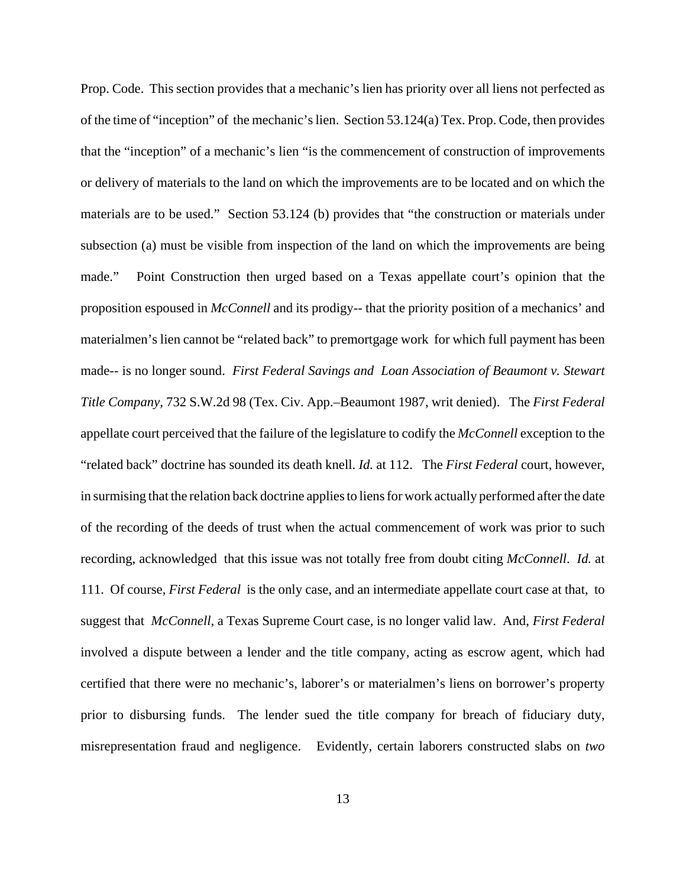Prop. Code. This section provides that a mechanic's lien has priority over all liens not perfected as of the time of "inception" of the mechanic's lien. Section 53.124(a) Tex. Prop. Code, then provides that the "inception" of a mechanic's lien "is the commencement of construction of improvements or delivery of materials to the land on which the improvements are to be located and on which the materials are to be used." Section 53.124 (b) provides that "the construction or materials under subsection (a) must be visible from inspection of the land on which the improvements are being made." Point Construction then urged based on a Texas appellate court's opinion that the proposition espoused in *McConnell* and its prodigy-- that the priority position of a mechanics' and materialmen's lien cannot be "related back" to premortgage work for which full payment has been made-- is no longer sound. *First Federal Savings and Loan Association of Beaumont v. Stewart Title Company,* 732 S.W.2d 98 (Tex. Civ. App.–Beaumont 1987, writ denied). The *First Federal* appellate court perceived that the failure of the legislature to codify the *McConnell* exception to the "related back" doctrine has sounded its death knell. *Id.* at 112. The *First Federal* court, however, in surmising that the relation back doctrine applies to liens for work actually performed after the date of the recording of the deeds of trust when the actual commencement of work was prior to such recording, acknowledged that this issue was not totally free from doubt citing *McConnell*. *Id.* at 111. Of course, *First Federal* is the only case, and an intermediate appellate court case at that, to suggest that *McConnell*, a Texas Supreme Court case, is no longer valid law. And, *First Federal* involved a dispute between a lender and the title company, acting as escrow agent, which had certified that there were no mechanic's, laborer's or materialmen's liens on borrower's property prior to disbursing funds. The lender sued the title company for breach of fiduciary duty, misrepresentation fraud and negligence. Evidently, certain laborers constructed slabs on *two*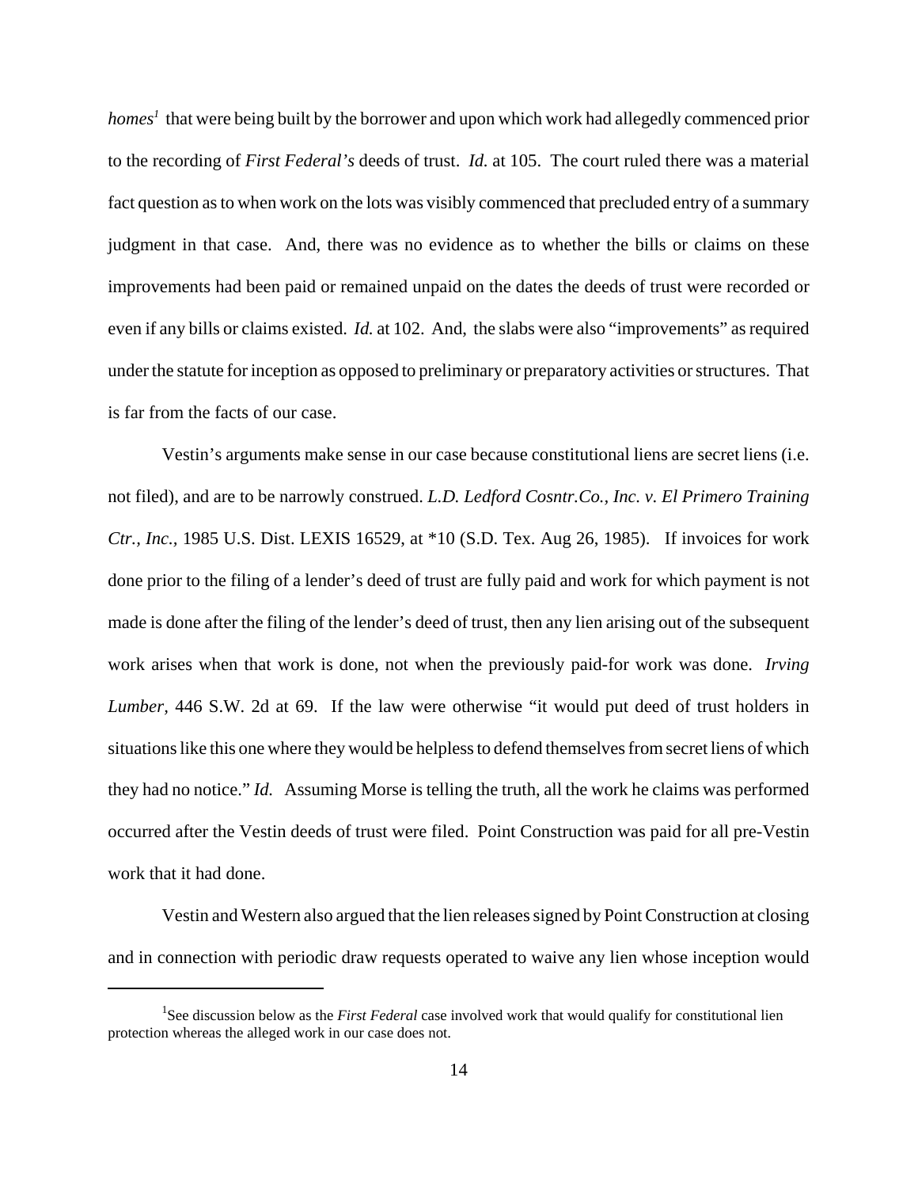*homes*[1] that were being built by the borrower and upon which work had allegedly commenced prior to the recording of *First Federal's* deeds of trust. *Id.* at 105. The court ruled there was a material fact question as to when work on the lots was visibly commenced that precluded entry of a summary judgment in that case. And, there was no evidence as to whether the bills or claims on these improvements had been paid or remained unpaid on the dates the deeds of trust were recorded or even if any bills or claims existed. *Id.* at 102. And, the slabs were also "improvements" as required under the statute for inception as opposed to preliminary or preparatory activities or structures. That is far from the facts of our case.

Vestin's arguments make sense in our case because constitutional liens are secret liens (i.e. not filed), and are to be narrowly construed. *L.D. Ledford Cosntr.Co., Inc. v. El Primero Training Ctr., Inc.*, 1985 U.S. Dist. LEXIS 16529, at *10 (S.D. Tex. Aug 26, 1985). If invoices for work done prior to the filing of a lender's deed of trust are fully paid and work for which payment is not made is done after the filing of the lender's deed of trust, then any lien arising out of the subsequent work arises when that work is done, not when the previously paid-for work was done. *Irving Lumber*, 446 S.W. 2d at 69. If the law were otherwise "it would put deed of trust holders in situations like this one where they would be helpless to defend themselves from secret liens of which they had no notice." *Id.* Assuming Morse is telling the truth, all the work he claims was performed occurred after the Vestin deeds of trust were filed. Point Construction was paid for all pre-Vestin work that it had done.

Vestin and Western also argued that the lien releases signed by Point Construction at closing and in connection with periodic draw requests operated to waive any lien whose inception would

---

[1] See discussion below as the *First Federal* case involved work that would qualify for constitutional lien protection whereas the alleged work in our case does not.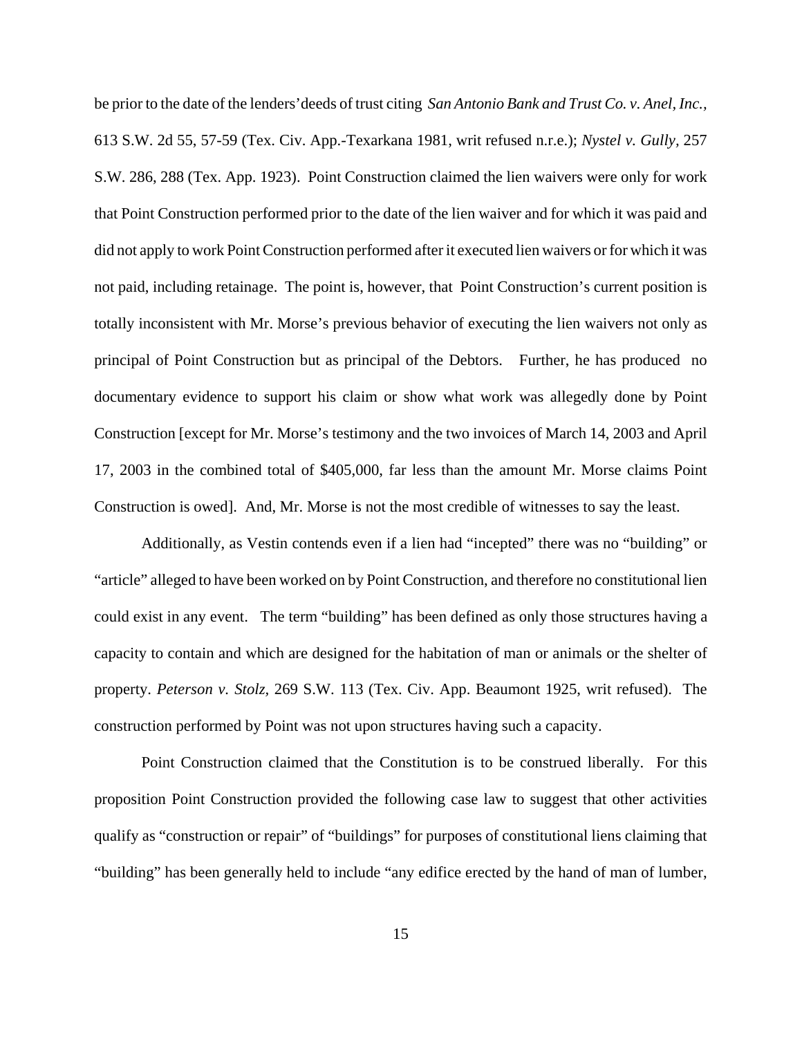be prior to the date of the lenders' deeds of trust citing *San Antonio Bank and Trust Co. v. Anel, Inc.*, 613 S.W. 2d 55, 57-59 (Tex. Civ. App.-Texarkana 1981, writ refused n.r.e.); *Nystel v. Gully,* 257 S.W. 286, 288 (Tex. App. 1923). Point Construction claimed the lien waivers were only for work that Point Construction performed prior to the date of the lien waiver and for which it was paid and did not apply to work Point Construction performed after it executed lien waivers or for which it was not paid, including retainage. The point is, however, that Point Construction's current position is totally inconsistent with Mr. Morse's previous behavior of executing the lien waivers not only as principal of Point Construction but as principal of the Debtors. Further, he has produced no documentary evidence to support his claim or show what work was allegedly done by Point Construction [except for Mr. Morse's testimony and the two invoices of March 14, 2003 and April 17, 2003 in the combined total of $405,000, far less than the amount Mr. Morse claims Point Construction is owed]. And, Mr. Morse is not the most credible of witnesses to say the least.

Additionally, as Vestin contends even if a lien had "incepted" there was no "building" or "article" alleged to have been worked on by Point Construction, and therefore no constitutional lien could exist in any event. The term "building" has been defined as only those structures having a capacity to contain and which are designed for the habitation of man or animals or the shelter of property. *Peterson v. Stolz*, 269 S.W. 113 (Tex. Civ. App. Beaumont 1925, writ refused). The construction performed by Point was not upon structures having such a capacity.

Point Construction claimed that the Constitution is to be construed liberally. For this proposition Point Construction provided the following case law to suggest that other activities qualify as "construction or repair" of "buildings" for purposes of constitutional liens claiming that "building" has been generally held to include "any edifice erected by the hand of man of lumber,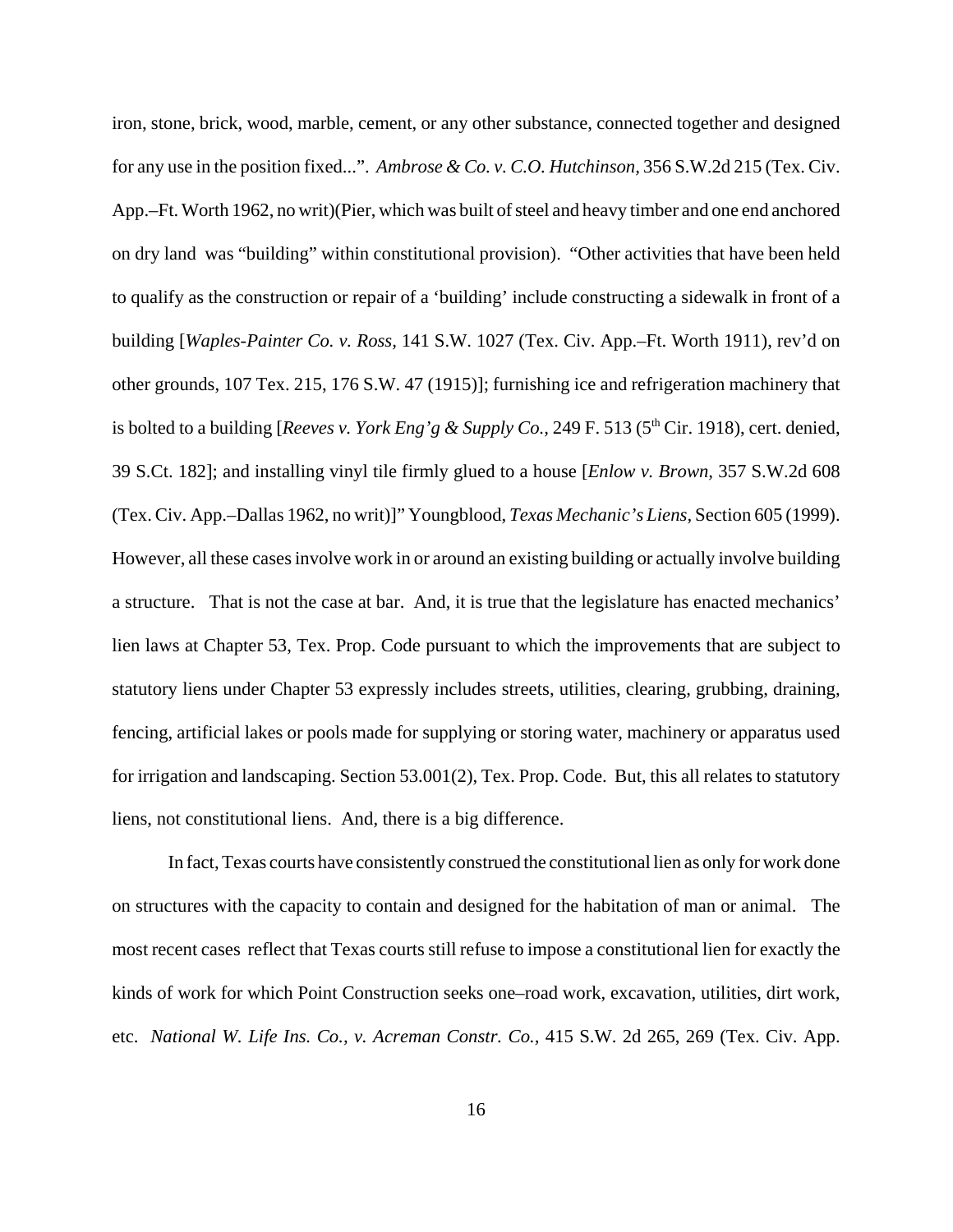iron, stone, brick, wood, marble, cement, or any other substance, connected together and designed for any use in the position fixed...". *Ambrose & Co. v. C.O. Hutchinson,* 356 S.W.2d 215 (Tex. Civ. App.–Ft. Worth 1962, no writ)(Pier, which was built of steel and heavy timber and one end anchored on dry land was "building" within constitutional provision). "Other activities that have been held to qualify as the construction or repair of a 'building' include constructing a sidewalk in front of a building [*Waples-Painter Co. v. Ross,* 141 S.W. 1027 (Tex. Civ. App.–Ft. Worth 1911), rev'd on other grounds, 107 Tex. 215, 176 S.W. 47 (1915)]; furnishing ice and refrigeration machinery that is bolted to a building [*Reeves v. York Eng'g & Supply Co.,* 249 F. 513 (5th Cir. 1918), cert. denied, 39 S.Ct. 182]; and installing vinyl tile firmly glued to a house [*Enlow v. Brown,* 357 S.W.2d 608 (Tex. Civ. App.–Dallas 1962, no writ)]" Youngblood, *Texas Mechanic's Liens,* Section 605 (1999). However, all these cases involve work in or around an existing building or actually involve building a structure. That is not the case at bar. And, it is true that the legislature has enacted mechanics' lien laws at Chapter 53, Tex. Prop. Code pursuant to which the improvements that are subject to statutory liens under Chapter 53 expressly includes streets, utilities, clearing, grubbing, draining, fencing, artificial lakes or pools made for supplying or storing water, machinery or apparatus used for irrigation and landscaping. Section 53.001(2), Tex. Prop. Code. But, this all relates to statutory liens, not constitutional liens. And, there is a big difference.

In fact, Texas courts have consistently construed the constitutional lien as only for work done on structures with the capacity to contain and designed for the habitation of man or animal. The most recent cases reflect that Texas courts still refuse to impose a constitutional lien for exactly the kinds of work for which Point Construction seeks one–road work, excavation, utilities, dirt work, etc. *National W. Life Ins. Co., v. Acreman Constr. Co.,* 415 S.W. 2d 265, 269 (Tex. Civ. App.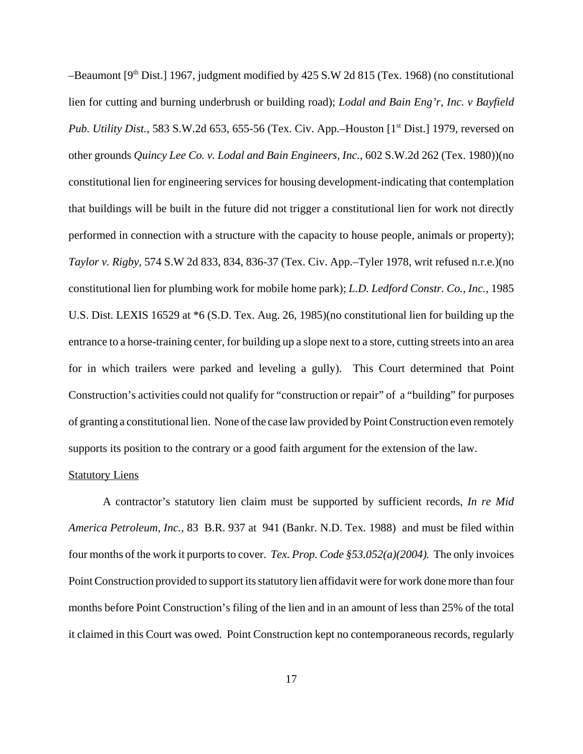–Beaumont [9th Dist.] 1967, judgment modified by 425 S.W 2d 815 (Tex. 1968) (no constitutional lien for cutting and burning underbrush or building road); *Lodal and Bain Eng'r, Inc. v Bayfield Pub. Utility Dist.,* 583 S.W.2d 653, 655-56 (Tex. Civ. App.–Houston [1st Dist.] 1979, reversed on other grounds *Quincy Lee Co. v. Lodal and Bain Engineers, Inc.,* 602 S.W.2d 262 (Tex. 1980))(no constitutional lien for engineering services for housing development-indicating that contemplation that buildings will be built in the future did not trigger a constitutional lien for work not directly performed in connection with a structure with the capacity to house people, animals or property); *Taylor v. Rigby*, 574 S.W 2d 833, 834, 836-37 (Tex. Civ. App.–Tyler 1978, writ refused n.r.e.)(no constitutional lien for plumbing work for mobile home park); *L.D. Ledford Constr. Co., Inc.,* 1985 U.S. Dist. LEXIS 16529 at *6 (S.D. Tex. Aug. 26, 1985)(no constitutional lien for building up the entrance to a horse-training center, for building up a slope next to a store, cutting streets into an area for in which trailers were parked and leveling a gully). This Court determined that Point Construction's activities could not qualify for "construction or repair" of a "building" for purposes of granting a constitutional lien. None of the case law provided by Point Construction even remotely supports its position to the contrary or a good faith argument for the extension of the law.

Statutory Liens

A contractor's statutory lien claim must be supported by sufficient records, *In re Mid America Petroleum, Inc.,* 83 B.R. 937 at 941 (Bankr. N.D. Tex. 1988) and must be filed within four months of the work it purports to cover. *Tex. Prop. Code §53.052(a)(2004).* The only invoices Point Construction provided to support its statutory lien affidavit were for work done more than four months before Point Construction's filing of the lien and in an amount of less than 25% of the total it claimed in this Court was owed. Point Construction kept no contemporaneous records, regularly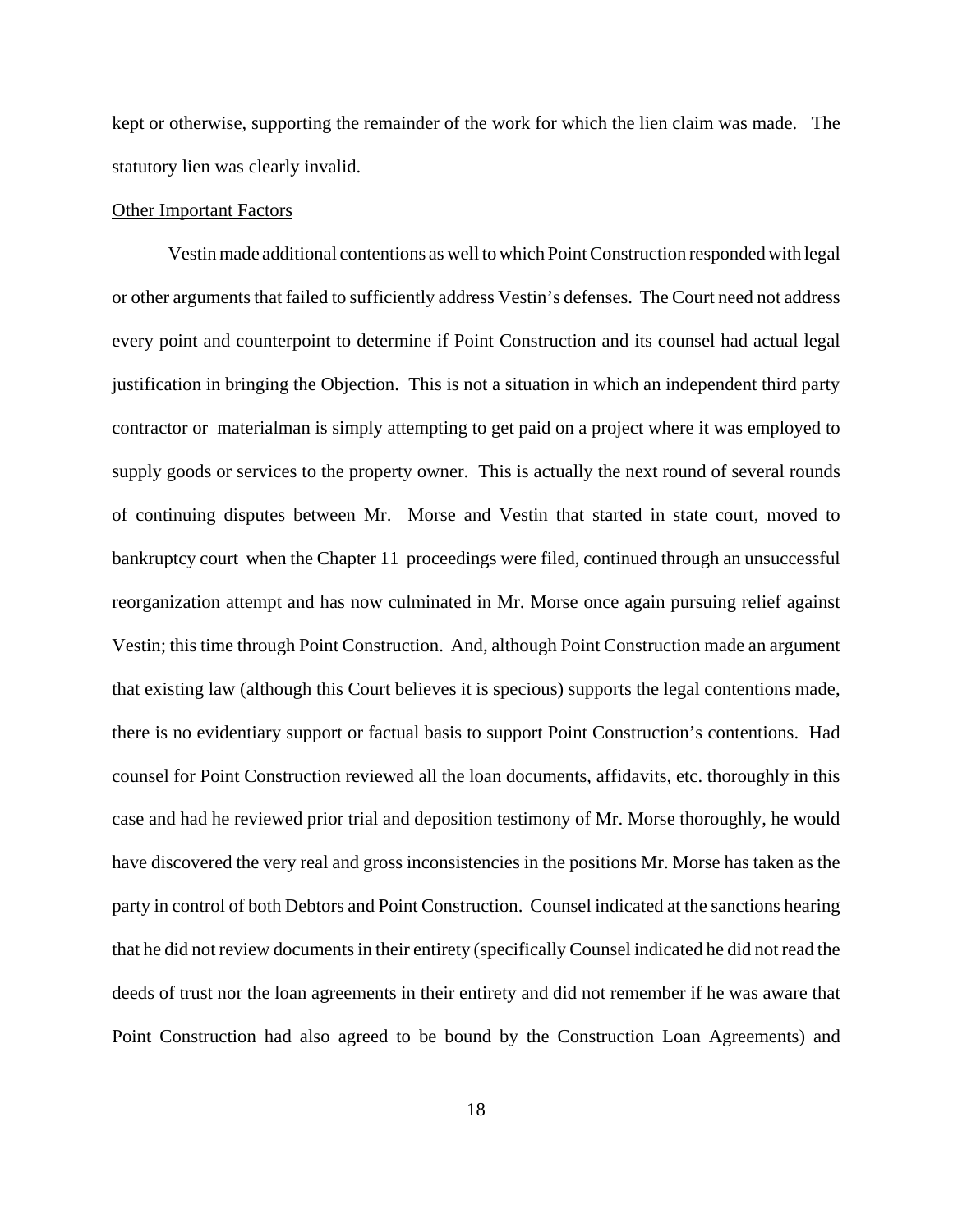kept or otherwise, supporting the remainder of the work for which the lien claim was made. The statutory lien was clearly invalid.

<u>Other Important Factors</u>

Vestin made additional contentions as well to which Point Construction responded with legal or other arguments that failed to sufficiently address Vestin's defenses. The Court need not address every point and counterpoint to determine if Point Construction and its counsel had actual legal justification in bringing the Objection. This is not a situation in which an independent third party contractor or materialman is simply attempting to get paid on a project where it was employed to supply goods or services to the property owner. This is actually the next round of several rounds of continuing disputes between Mr. Morse and Vestin that started in state court, moved to bankruptcy court when the Chapter 11 proceedings were filed, continued through an unsuccessful reorganization attempt and has now culminated in Mr. Morse once again pursuing relief against Vestin; this time through Point Construction. And, although Point Construction made an argument that existing law (although this Court believes it is specious) supports the legal contentions made, there is no evidentiary support or factual basis to support Point Construction's contentions. Had counsel for Point Construction reviewed all the loan documents, affidavits, etc. thoroughly in this case and had he reviewed prior trial and deposition testimony of Mr. Morse thoroughly, he would have discovered the very real and gross inconsistencies in the positions Mr. Morse has taken as the party in control of both Debtors and Point Construction. Counsel indicated at the sanctions hearing that he did not review documents in their entirety (specifically Counsel indicated he did not read the deeds of trust nor the loan agreements in their entirety and did not remember if he was aware that Point Construction had also agreed to be bound by the Construction Loan Agreements) and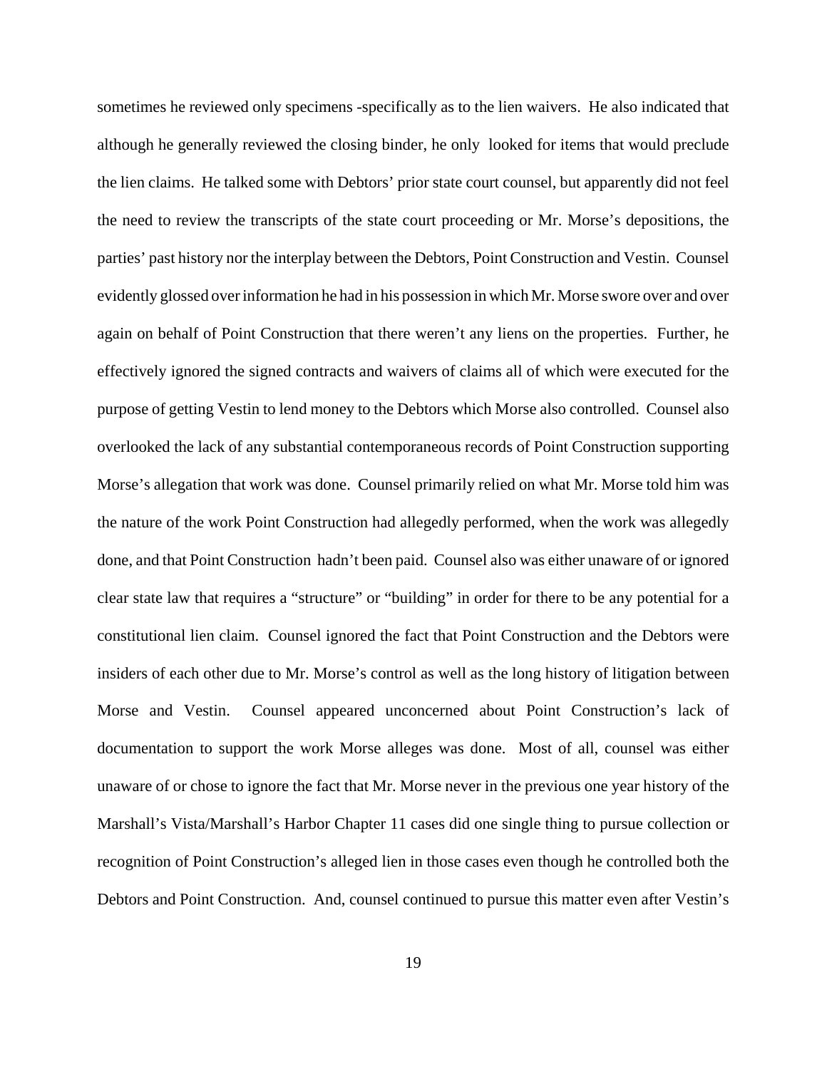sometimes he reviewed only specimens -specifically as to the lien waivers. He also indicated that although he generally reviewed the closing binder, he only looked for items that would preclude the lien claims. He talked some with Debtors' prior state court counsel, but apparently did not feel the need to review the transcripts of the state court proceeding or Mr. Morse's depositions, the parties' past history nor the interplay between the Debtors, Point Construction and Vestin. Counsel evidently glossed over information he had in his possession in which Mr. Morse swore over and over again on behalf of Point Construction that there weren't any liens on the properties. Further, he effectively ignored the signed contracts and waivers of claims all of which were executed for the purpose of getting Vestin to lend money to the Debtors which Morse also controlled. Counsel also overlooked the lack of any substantial contemporaneous records of Point Construction supporting Morse's allegation that work was done. Counsel primarily relied on what Mr. Morse told him was the nature of the work Point Construction had allegedly performed, when the work was allegedly done, and that Point Construction hadn't been paid. Counsel also was either unaware of or ignored clear state law that requires a "structure" or "building" in order for there to be any potential for a constitutional lien claim. Counsel ignored the fact that Point Construction and the Debtors were insiders of each other due to Mr. Morse's control as well as the long history of litigation between Morse and Vestin. Counsel appeared unconcerned about Point Construction's lack of documentation to support the work Morse alleges was done. Most of all, counsel was either unaware of or chose to ignore the fact that Mr. Morse never in the previous one year history of the Marshall's Vista/Marshall's Harbor Chapter 11 cases did one single thing to pursue collection or recognition of Point Construction's alleged lien in those cases even though he controlled both the Debtors and Point Construction. And, counsel continued to pursue this matter even after Vestin's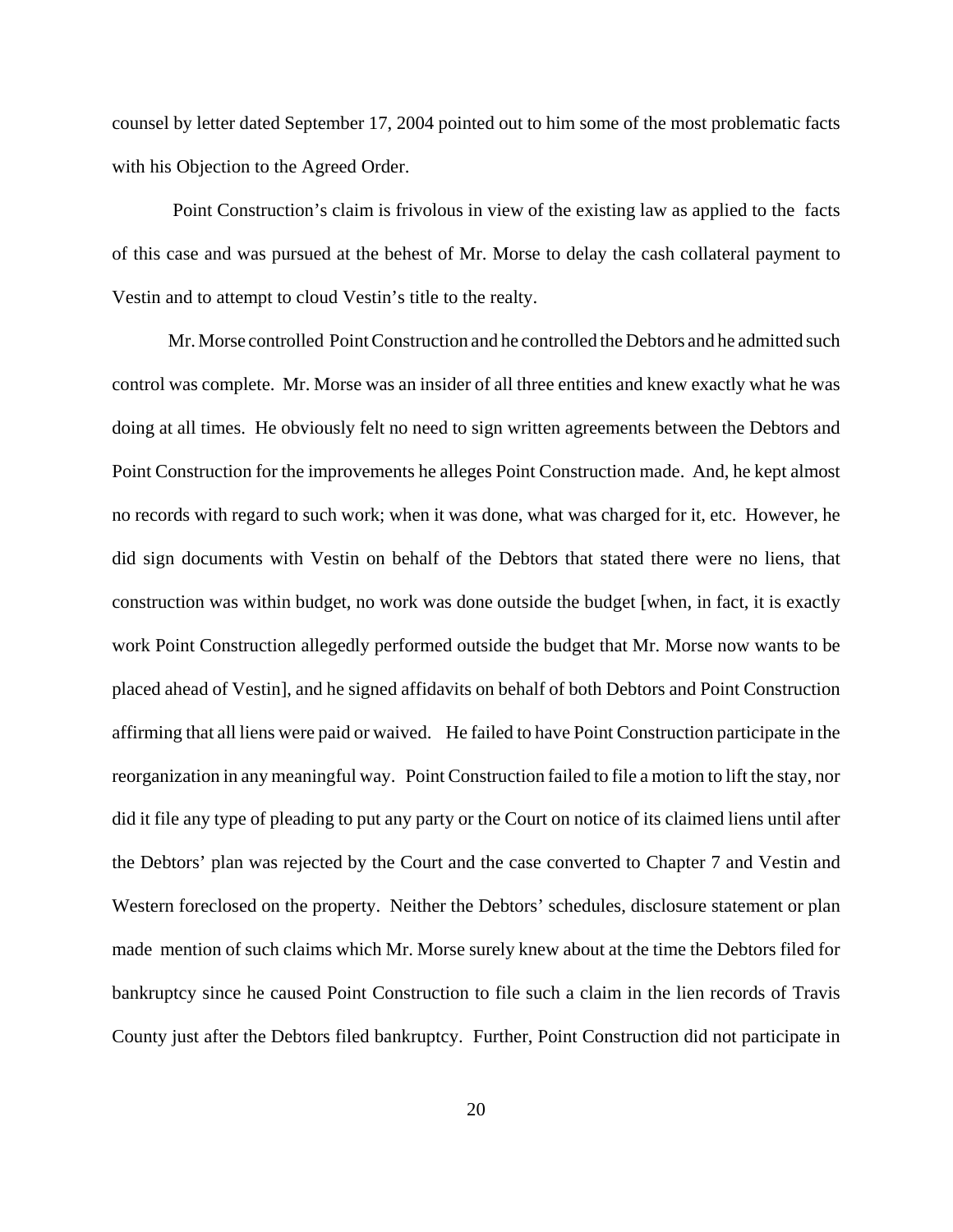counsel by letter dated September 17, 2004 pointed out to him some of the most problematic facts with his Objection to the Agreed Order.

Point Construction's claim is frivolous in view of the existing law as applied to the facts of this case and was pursued at the behest of Mr. Morse to delay the cash collateral payment to Vestin and to attempt to cloud Vestin's title to the realty.

Mr. Morse controlled Point Construction and he controlled the Debtors and he admitted such control was complete. Mr. Morse was an insider of all three entities and knew exactly what he was doing at all times. He obviously felt no need to sign written agreements between the Debtors and Point Construction for the improvements he alleges Point Construction made. And, he kept almost no records with regard to such work; when it was done, what was charged for it, etc. However, he did sign documents with Vestin on behalf of the Debtors that stated there were no liens, that construction was within budget, no work was done outside the budget [when, in fact, it is exactly work Point Construction allegedly performed outside the budget that Mr. Morse now wants to be placed ahead of Vestin], and he signed affidavits on behalf of both Debtors and Point Construction affirming that all liens were paid or waived. He failed to have Point Construction participate in the reorganization in any meaningful way. Point Construction failed to file a motion to lift the stay, nor did it file any type of pleading to put any party or the Court on notice of its claimed liens until after the Debtors' plan was rejected by the Court and the case converted to Chapter 7 and Vestin and Western foreclosed on the property. Neither the Debtors' schedules, disclosure statement or plan made mention of such claims which Mr. Morse surely knew about at the time the Debtors filed for bankruptcy since he caused Point Construction to file such a claim in the lien records of Travis County just after the Debtors filed bankruptcy. Further, Point Construction did not participate in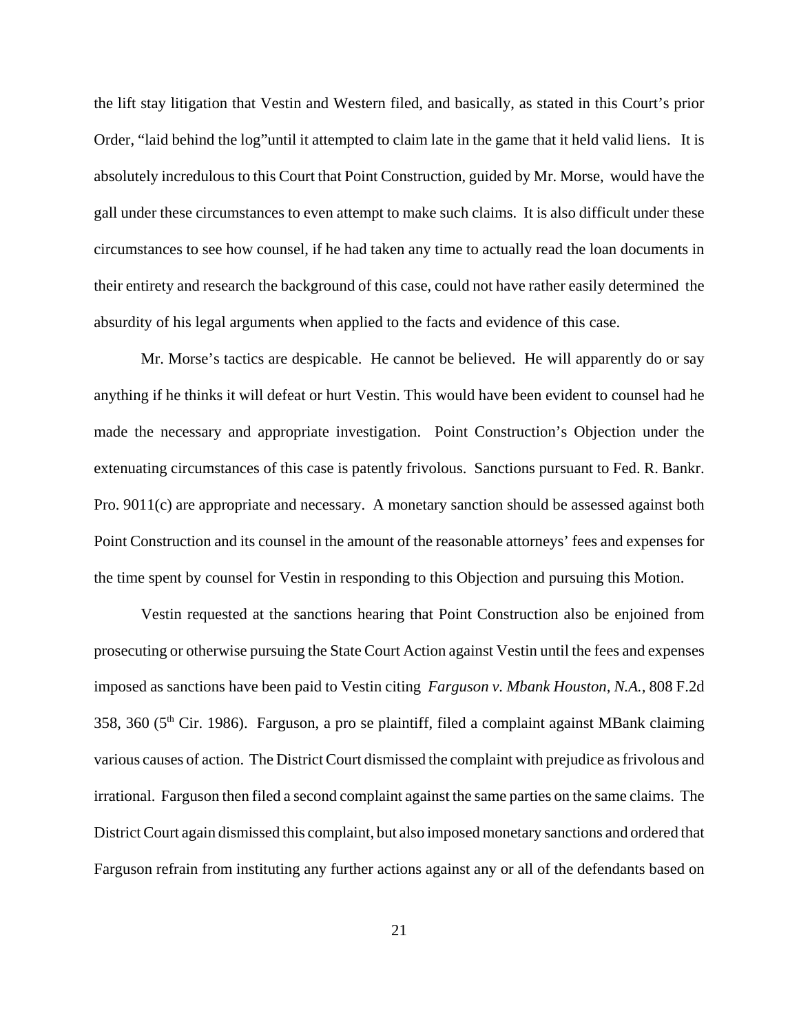the lift stay litigation that Vestin and Western filed, and basically, as stated in this Court's prior Order, "laid behind the log"until it attempted to claim late in the game that it held valid liens. It is absolutely incredulous to this Court that Point Construction, guided by Mr. Morse, would have the gall under these circumstances to even attempt to make such claims. It is also difficult under these circumstances to see how counsel, if he had taken any time to actually read the loan documents in their entirety and research the background of this case, could not have rather easily determined the absurdity of his legal arguments when applied to the facts and evidence of this case.

Mr. Morse's tactics are despicable. He cannot be believed. He will apparently do or say anything if he thinks it will defeat or hurt Vestin. This would have been evident to counsel had he made the necessary and appropriate investigation. Point Construction's Objection under the extenuating circumstances of this case is patently frivolous. Sanctions pursuant to Fed. R. Bankr. Pro. 9011(c) are appropriate and necessary. A monetary sanction should be assessed against both Point Construction and its counsel in the amount of the reasonable attorneys' fees and expenses for the time spent by counsel for Vestin in responding to this Objection and pursuing this Motion.

Vestin requested at the sanctions hearing that Point Construction also be enjoined from prosecuting or otherwise pursuing the State Court Action against Vestin until the fees and expenses imposed as sanctions have been paid to Vestin citing *Farguson v. Mbank Houston, N.A.*, 808 F.2d 358, 360 (5th Cir. 1986). Farguson, a pro se plaintiff, filed a complaint against MBank claiming various causes of action. The District Court dismissed the complaint with prejudice as frivolous and irrational. Farguson then filed a second complaint against the same parties on the same claims. The District Court again dismissed this complaint, but also imposed monetary sanctions and ordered that Farguson refrain from instituting any further actions against any or all of the defendants based on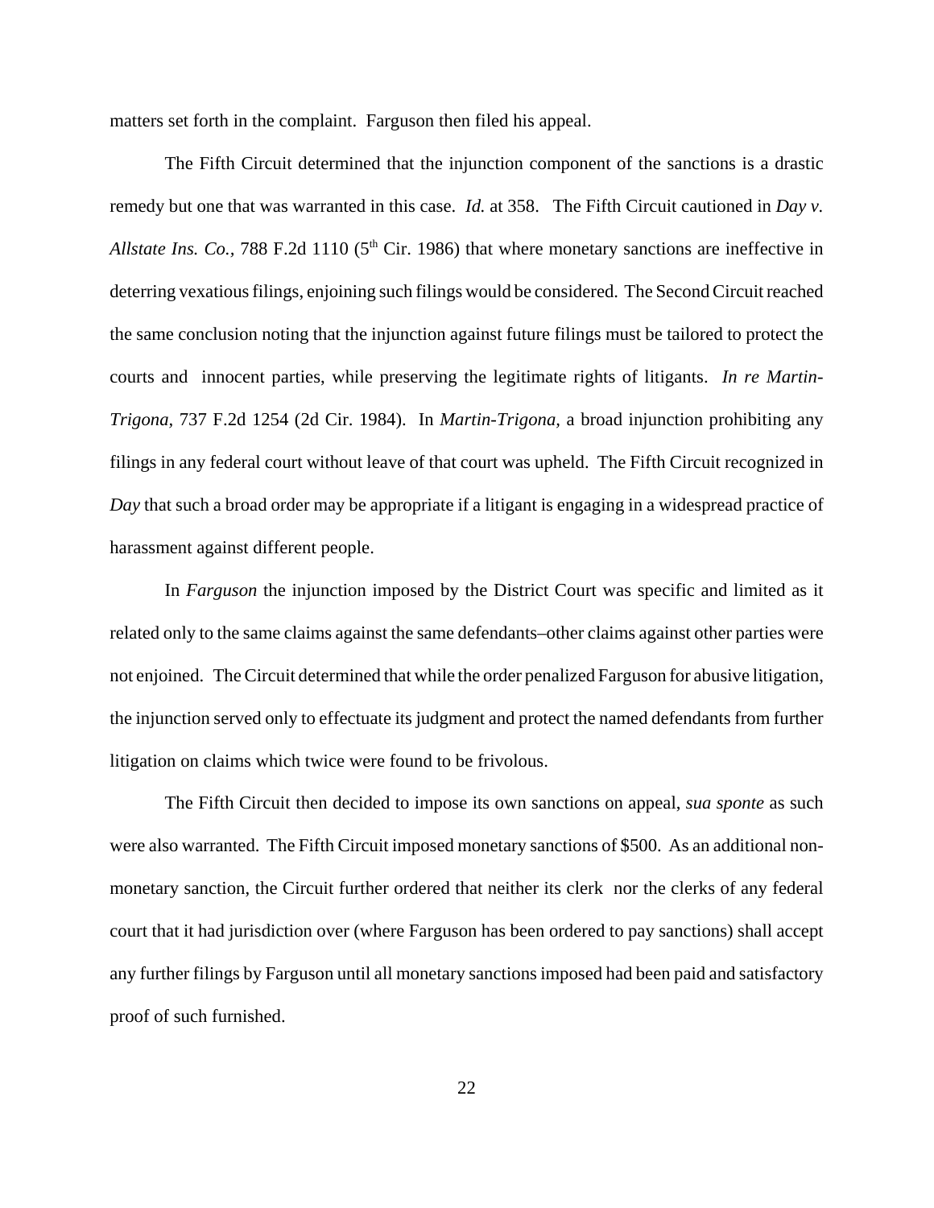matters set forth in the complaint. Farguson then filed his appeal.

The Fifth Circuit determined that the injunction component of the sanctions is a drastic remedy but one that was warranted in this case. *Id.* at 358. The Fifth Circuit cautioned in *Day v. Allstate Ins. Co.*, 788 F.2d 1110 (5th Cir. 1986) that where monetary sanctions are ineffective in deterring vexatious filings, enjoining such filings would be considered. The Second Circuit reached the same conclusion noting that the injunction against future filings must be tailored to protect the courts and innocent parties, while preserving the legitimate rights of litigants. *In re Martin-Trigona*, 737 F.2d 1254 (2d Cir. 1984). In *Martin-Trigona,* a broad injunction prohibiting any filings in any federal court without leave of that court was upheld. The Fifth Circuit recognized in *Day* that such a broad order may be appropriate if a litigant is engaging in a widespread practice of harassment against different people.

In *Farguson* the injunction imposed by the District Court was specific and limited as it related only to the same claims against the same defendants–other claims against other parties were not enjoined. The Circuit determined that while the order penalized Farguson for abusive litigation, the injunction served only to effectuate its judgment and protect the named defendants from further litigation on claims which twice were found to be frivolous.

The Fifth Circuit then decided to impose its own sanctions on appeal, *sua sponte* as such were also warranted. The Fifth Circuit imposed monetary sanctions of $500. As an additional non-monetary sanction, the Circuit further ordered that neither its clerk nor the clerks of any federal court that it had jurisdiction over (where Farguson has been ordered to pay sanctions) shall accept any further filings by Farguson until all monetary sanctions imposed had been paid and satisfactory proof of such furnished.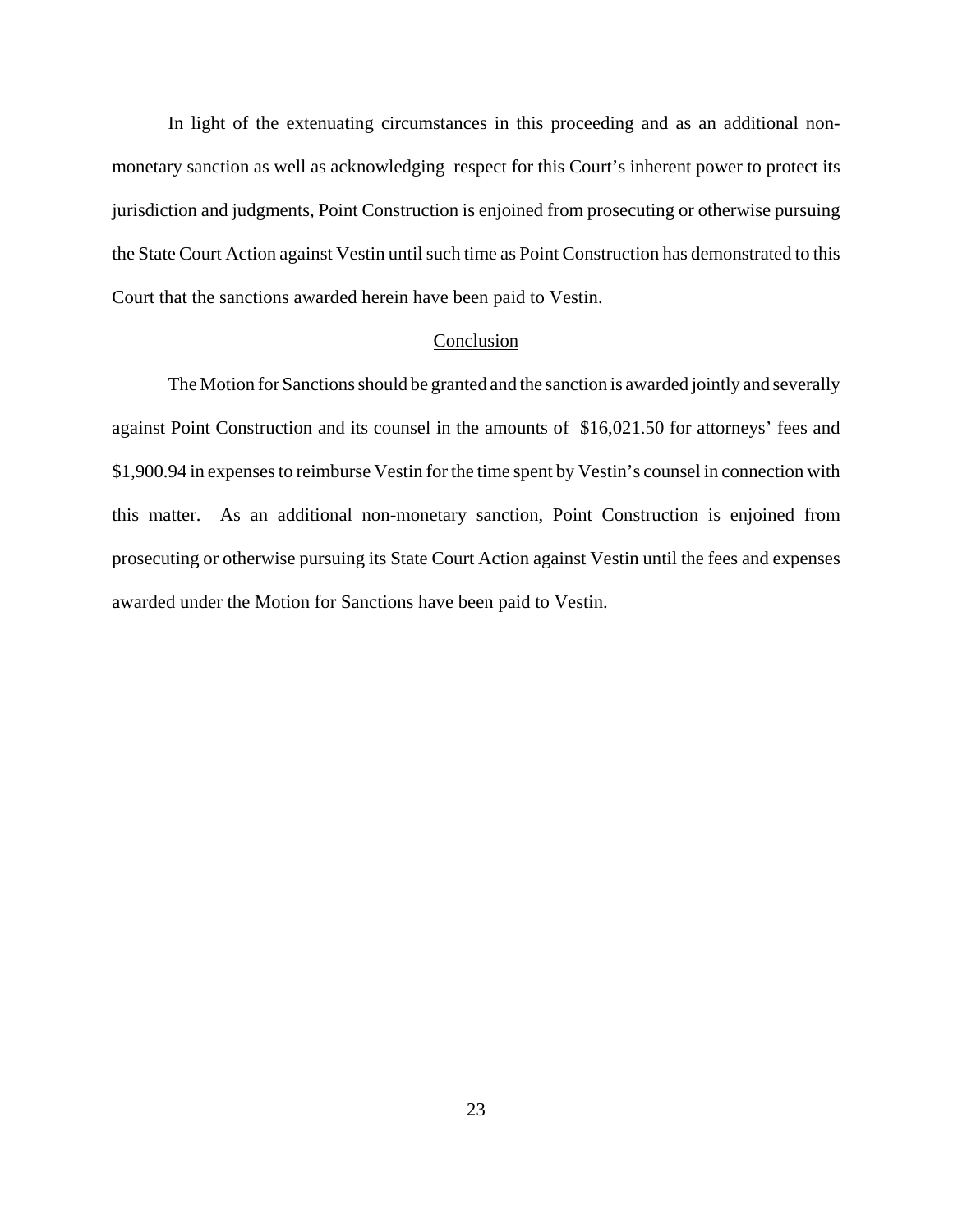In light of the extenuating circumstances in this proceeding and as an additional non-monetary sanction as well as acknowledging respect for this Court's inherent power to protect its jurisdiction and judgments, Point Construction is enjoined from prosecuting or otherwise pursuing the State Court Action against Vestin until such time as Point Construction has demonstrated to this Court that the sanctions awarded herein have been paid to Vestin.

## Conclusion

The Motion for Sanctions should be granted and the sanction is awarded jointly and severally against Point Construction and its counsel in the amounts of $16,021.50 for attorneys' fees and $1,900.94 in expenses to reimburse Vestin for the time spent by Vestin's counsel in connection with this matter. As an additional non-monetary sanction, Point Construction is enjoined from prosecuting or otherwise pursuing its State Court Action against Vestin until the fees and expenses awarded under the Motion for Sanctions have been paid to Vestin.